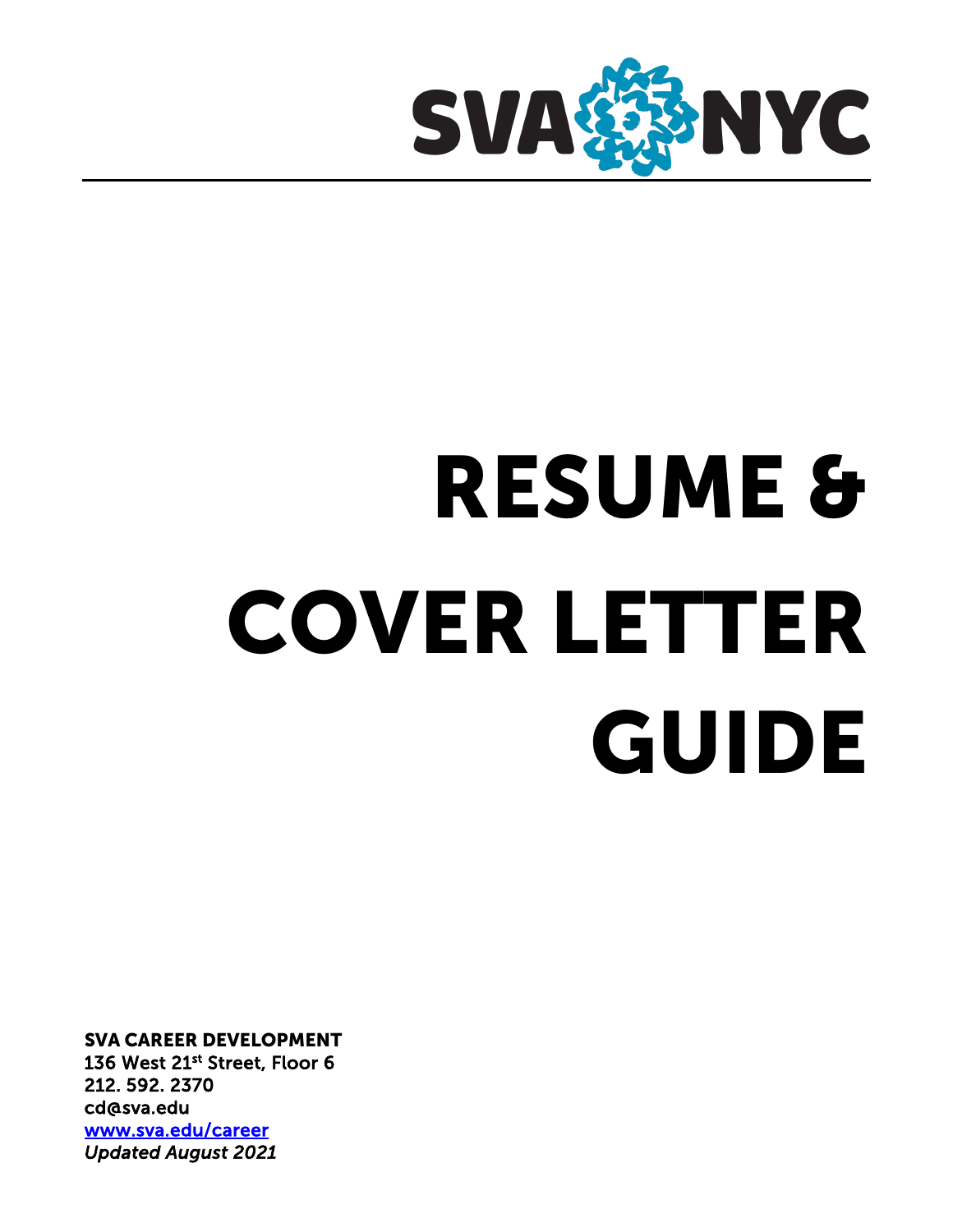SVA NYC

# RESUME & COVER LETTER GUIDE

**SVA CAREER DEVELOPMENT**
136 West 21st Street, Floor 6
212. 592. 2370
cd@sva.edu
[www.sva.edu/career](http://www.sva.edu/career)
*Updated August 2021*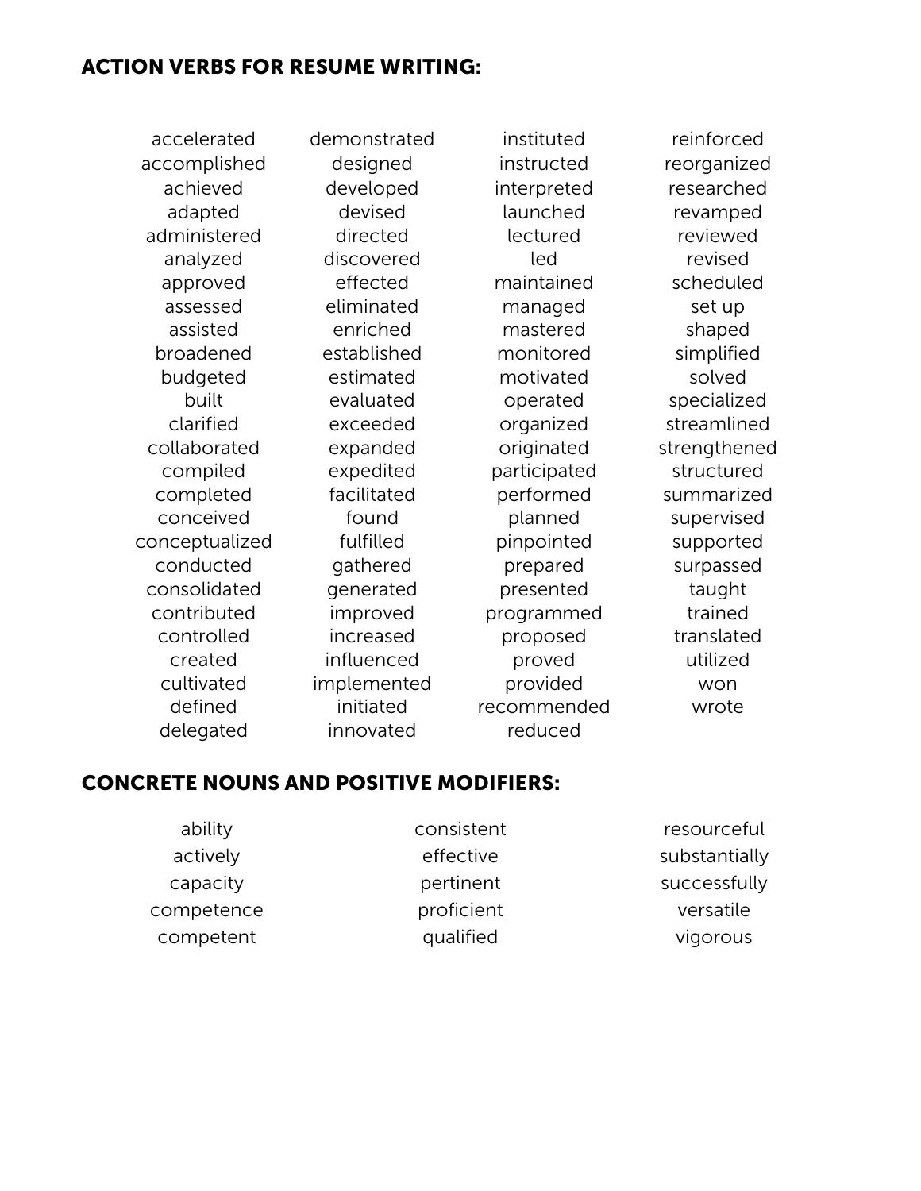## ACTION VERBS FOR RESUME WRITING:

| | | | |
|---|---|---|---|
| accelerated | demonstrated | instituted | reinforced |
| accomplished | designed | instructed | reorganized |
| achieved | developed | interpreted | researched |
| adapted | devised | launched | revamped |
| administered | directed | lectured | reviewed |
| analyzed | discovered | led | revised |
| approved | effected | maintained | scheduled |
| assessed | eliminated | managed | set up |
| assisted | enriched | mastered | shaped |
| broadened | established | monitored | simplified |
| budgeted | estimated | motivated | solved |
| built | evaluated | operated | specialized |
| clarified | exceeded | organized | streamlined |
| collaborated | expanded | originated | strengthened |
| compiled | expedited | participated | structured |
| completed | facilitated | performed | summarized |
| conceived | found | planned | supervised |
| conceptualized | fulfilled | pinpointed | supported |
| conducted | gathered | prepared | surpassed |
| consolidated | generated | presented | taught |
| contributed | improved | programmed | trained |
| controlled | increased | proposed | translated |
| created | influenced | proved | utilized |
| cultivated | implemented | provided | won |
| defined | initiated | recommended | wrote |
| delegated | innovated | reduced | |

## CONCRETE NOUNS AND POSITIVE MODIFIERS:

| | | |
|---|---|---|
| ability | consistent | resourceful |
| actively | effective | substantially |
| capacity | pertinent | successfully |
| competence | proficient | versatile |
| competent | qualified | vigorous |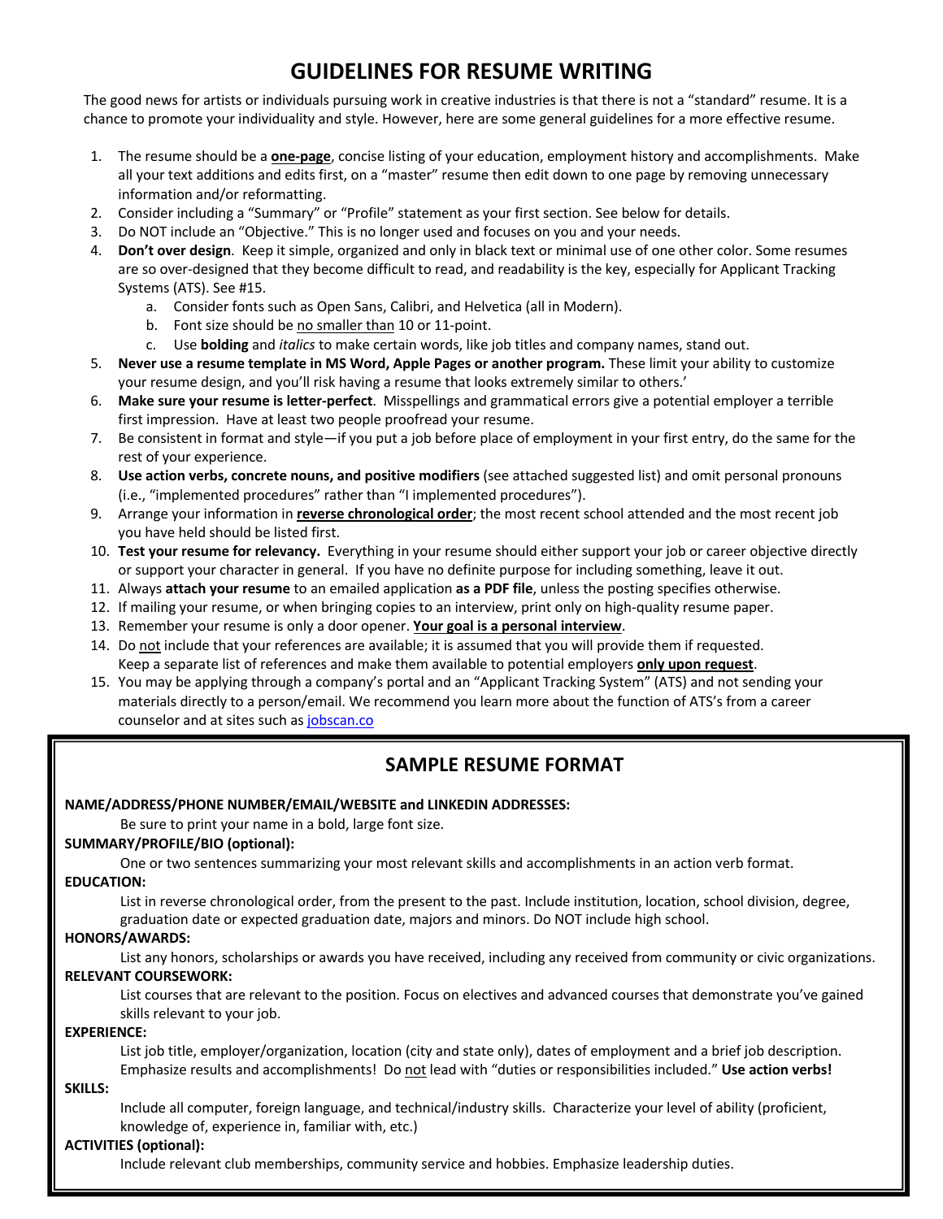# GUIDELINES FOR RESUME WRITING

The good news for artists or individuals pursuing work in creative industries is that there is not a "standard" resume. It is a chance to promote your individuality and style. However, here are some general guidelines for a more effective resume.

1. The resume should be a **<u>one-page</u>**, concise listing of your education, employment history and accomplishments. Make all your text additions and edits first, on a "master" resume then edit down to one page by removing unnecessary information and/or reformatting.
2. Consider including a "Summary" or "Profile" statement as your first section. See below for details.
3. Do NOT include an "Objective." This is no longer used and focuses on you and your needs.
4. **Don't over design**. Keep it simple, organized and only in black text or minimal use of one other color. Some resumes are so over-designed that they become difficult to read, and readability is the key, especially for Applicant Tracking Systems (ATS). See #15.
   a. Consider fonts such as Open Sans, Calibri, and Helvetica (all in Modern).
   b. Font size should be <u>no smaller than</u> 10 or 11-point.
   c. Use **bolding** and *italics* to make certain words, like job titles and company names, stand out.
5. **Never use a resume template in MS Word, Apple Pages or another program.** These limit your ability to customize your resume design, and you'll risk having a resume that looks extremely similar to others.'
6. **Make sure your resume is letter-perfect**. Misspellings and grammatical errors give a potential employer a terrible first impression. Have at least two people proofread your resume.
7. Be consistent in format and style—if you put a job before place of employment in your first entry, do the same for the rest of your experience.
8. **Use action verbs, concrete nouns, and positive modifiers** (see attached suggested list) and omit personal pronouns (i.e., "implemented procedures" rather than "I implemented procedures").
9. Arrange your information in **<u>reverse chronological order</u>**; the most recent school attended and the most recent job you have held should be listed first.
10. **Test your resume for relevancy.** Everything in your resume should either support your job or career objective directly or support your character in general. If you have no definite purpose for including something, leave it out.
11. Always **attach your resume** to an emailed application **as a PDF file**, unless the posting specifies otherwise.
12. If mailing your resume, or when bringing copies to an interview, print only on high-quality resume paper.
13. Remember your resume is only a door opener. **<u>Your goal is a personal interview</u>**.
14. Do <u>not</u> include that your references are available; it is assumed that you will provide them if requested. Keep a separate list of references and make them available to potential employers **<u>only upon request</u>**.
15. You may be applying through a company's portal and an "Applicant Tracking System" (ATS) and not sending your materials directly to a person/email. We recommend you learn more about the function of ATS's from a career counselor and at sites such as [jobscan.co](jobscan.co)

## SAMPLE RESUME FORMAT

**NAME/ADDRESS/PHONE NUMBER/EMAIL/WEBSITE and LINKEDIN ADDRESSES:**

Be sure to print your name in a bold, large font size.

**SUMMARY/PROFILE/BIO (optional):**

One or two sentences summarizing your most relevant skills and accomplishments in an action verb format.

**EDUCATION:**

List in reverse chronological order, from the present to the past. Include institution, location, school division, degree, graduation date or expected graduation date, majors and minors. Do NOT include high school.

**HONORS/AWARDS:**

List any honors, scholarships or awards you have received, including any received from community or civic organizations.

**RELEVANT COURSEWORK:**

List courses that are relevant to the position. Focus on electives and advanced courses that demonstrate you've gained skills relevant to your job.

**EXPERIENCE:**

List job title, employer/organization, location (city and state only), dates of employment and a brief job description. Emphasize results and accomplishments! Do <u>not</u> lead with "duties or responsibilities included." **Use action verbs!**

**SKILLS:**

Include all computer, foreign language, and technical/industry skills. Characterize your level of ability (proficient, knowledge of, experience in, familiar with, etc.)

**ACTIVITIES (optional):**

Include relevant club memberships, community service and hobbies. Emphasize leadership duties.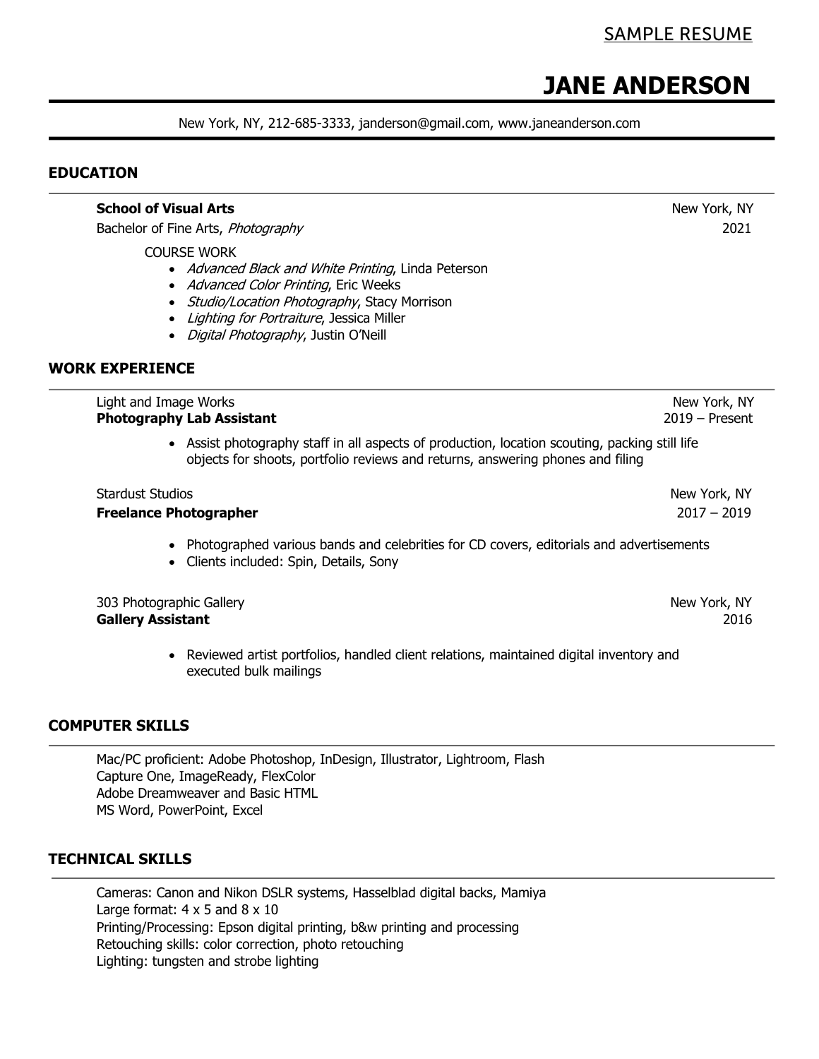SAMPLE RESUME

# JANE ANDERSON

New York, NY, 212-685-3333, janderson@gmail.com, www.janeanderson.com

## EDUCATION

**School of Visual Arts** — New York, NY
Bachelor of Fine Arts, *Photography* — 2021

COURSE WORK

- *Advanced Black and White Printing*, Linda Peterson
- *Advanced Color Printing*, Eric Weeks
- *Studio/Location Photography*, Stacy Morrison
- *Lighting for Portraiture*, Jessica Miller
- *Digital Photography*, Justin O'Neill

## WORK EXPERIENCE

Light and Image Works — New York, NY
**Photography Lab Assistant** — 2019 – Present

- Assist photography staff in all aspects of production, location scouting, packing still life objects for shoots, portfolio reviews and returns, answering phones and filing

Stardust Studios — New York, NY
**Freelance Photographer** — 2017 – 2019

- Photographed various bands and celebrities for CD covers, editorials and advertisements
- Clients included: Spin, Details, Sony

303 Photographic Gallery — New York, NY
**Gallery Assistant** — 2016

- Reviewed artist portfolios, handled client relations, maintained digital inventory and executed bulk mailings

## COMPUTER SKILLS

Mac/PC proficient: Adobe Photoshop, InDesign, Illustrator, Lightroom, Flash
Capture One, ImageReady, FlexColor
Adobe Dreamweaver and Basic HTML
MS Word, PowerPoint, Excel

## TECHNICAL SKILLS

Cameras: Canon and Nikon DSLR systems, Hasselblad digital backs, Mamiya
Large format: 4 x 5 and 8 x 10
Printing/Processing: Epson digital printing, b&w printing and processing
Retouching skills: color correction, photo retouching
Lighting: tungsten and strobe lighting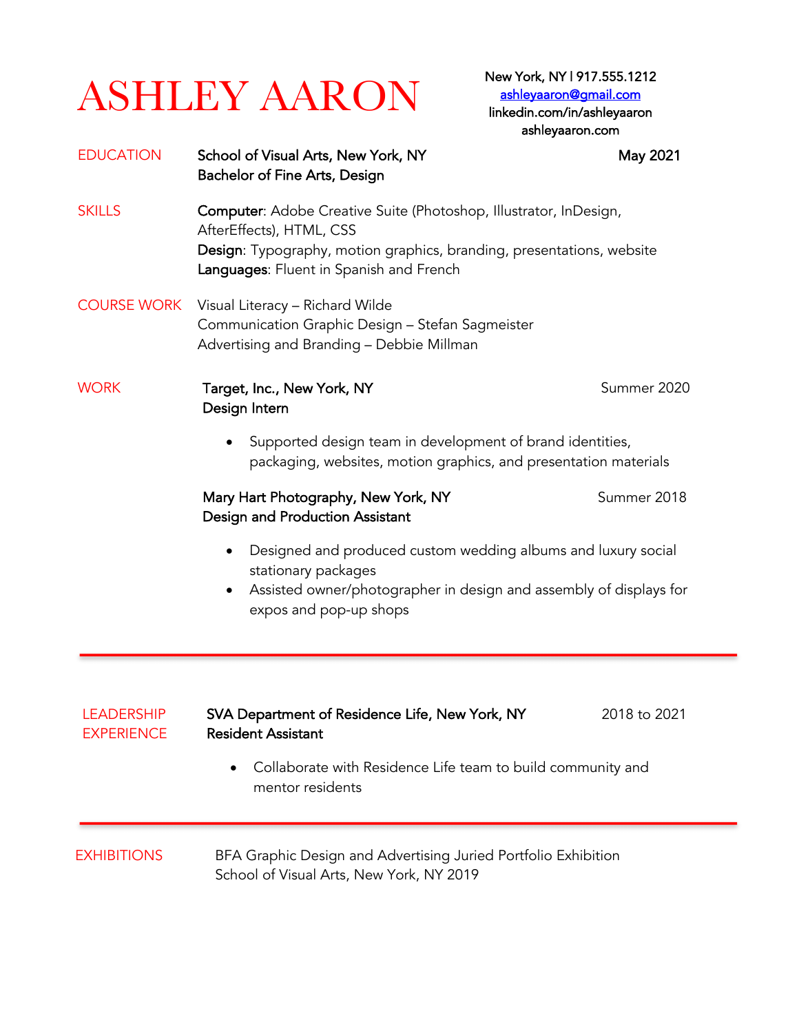# ASHLEY AARON

New York, NY | 917.555.1212
ashleyaaron@gmail.com
linkedin.com/in/ashleyaaron
ashleyaaron.com

## EDUCATION

**School of Visual Arts, New York, NY** — **May 2021**
**Bachelor of Fine Arts, Design**

## SKILLS

**Computer**: Adobe Creative Suite (Photoshop, Illustrator, InDesign, AfterEffects), HTML, CSS
**Design**: Typography, motion graphics, branding, presentations, website
**Languages**: Fluent in Spanish and French

## COURSE WORK

Visual Literacy – Richard Wilde
Communication Graphic Design – Stefan Sagmeister
Advertising and Branding – Debbie Millman

## WORK

**Target, Inc., New York, NY** — Summer 2020
**Design Intern**

- Supported design team in development of brand identities, packaging, websites, motion graphics, and presentation materials

**Mary Hart Photography, New York, NY** — Summer 2018
**Design and Production Assistant**

- Designed and produced custom wedding albums and luxury social stationary packages
- Assisted owner/photographer in design and assembly of displays for expos and pop-up shops

---

## LEADERSHIP EXPERIENCE

**SVA Department of Residence Life, New York, NY** — 2018 to 2021
**Resident Assistant**

- Collaborate with Residence Life team to build community and mentor residents

---

## EXHIBITIONS

BFA Graphic Design and Advertising Juried Portfolio Exhibition
School of Visual Arts, New York, NY 2019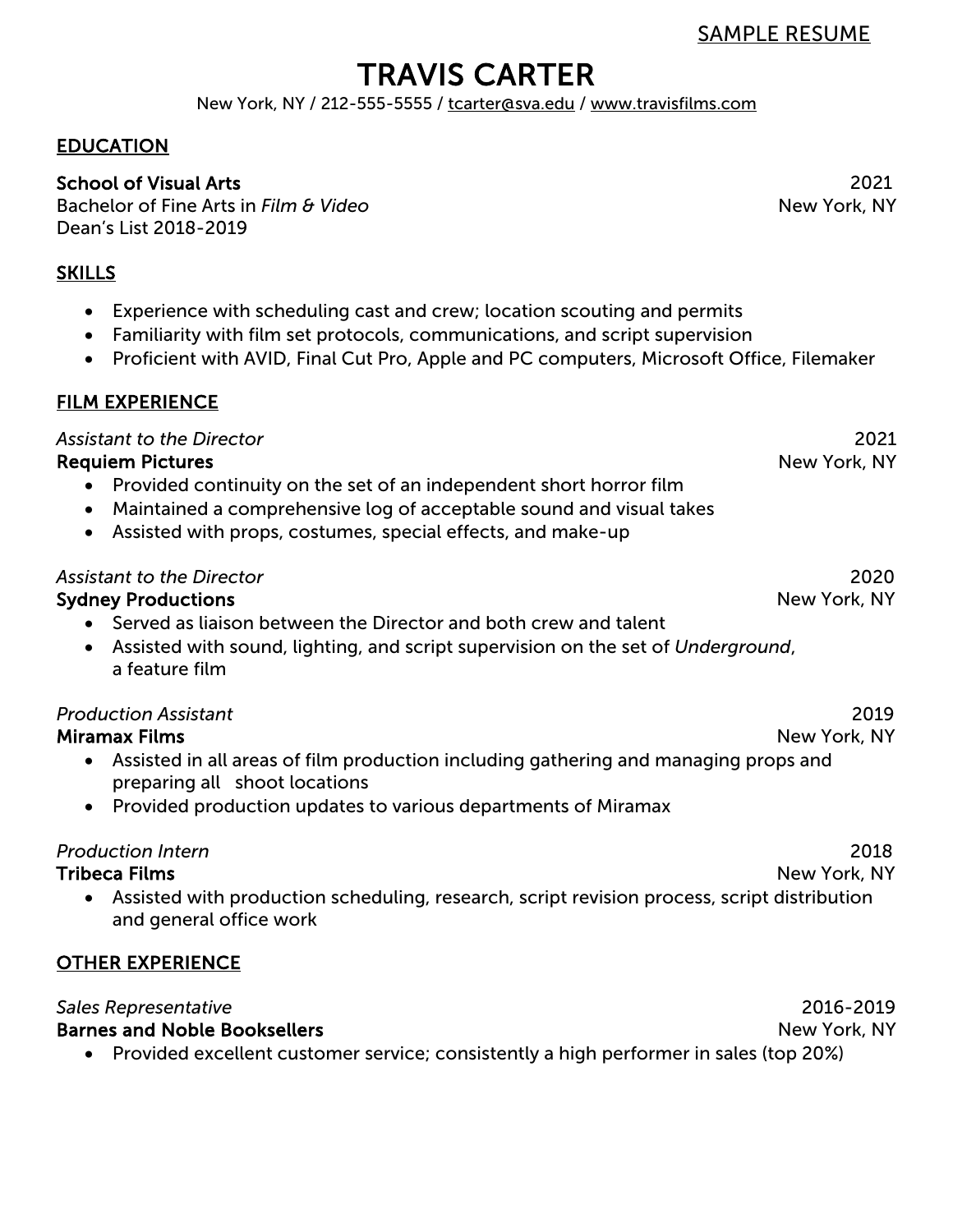SAMPLE RESUME

# TRAVIS CARTER

New York, NY / 212-555-5555 / tcarter@sva.edu / www.travisfilms.com

## EDUCATION

**School of Visual Arts** — 2021
Bachelor of Fine Arts in *Film & Video* — New York, NY
Dean's List 2018-2019

## SKILLS

- Experience with scheduling cast and crew; location scouting and permits
- Familiarity with film set protocols, communications, and script supervision
- Proficient with AVID, Final Cut Pro, Apple and PC computers, Microsoft Office, Filemaker

## FILM EXPERIENCE

*Assistant to the Director* — 2021
**Requiem Pictures** — New York, NY

- Provided continuity on the set of an independent short horror film
- Maintained a comprehensive log of acceptable sound and visual takes
- Assisted with props, costumes, special effects, and make-up

*Assistant to the Director* — 2020
**Sydney Productions** — New York, NY

- Served as liaison between the Director and both crew and talent
- Assisted with sound, lighting, and script supervision on the set of *Underground*, a feature film

*Production Assistant* — 2019
**Miramax Films** — New York, NY

- Assisted in all areas of film production including gathering and managing props and preparing all shoot locations
- Provided production updates to various departments of Miramax

*Production Intern* — 2018
**Tribeca Films** — New York, NY

- Assisted with production scheduling, research, script revision process, script distribution and general office work

## OTHER EXPERIENCE

*Sales Representative* — 2016-2019
**Barnes and Noble Booksellers** — New York, NY

- Provided excellent customer service; consistently a high performer in sales (top 20%)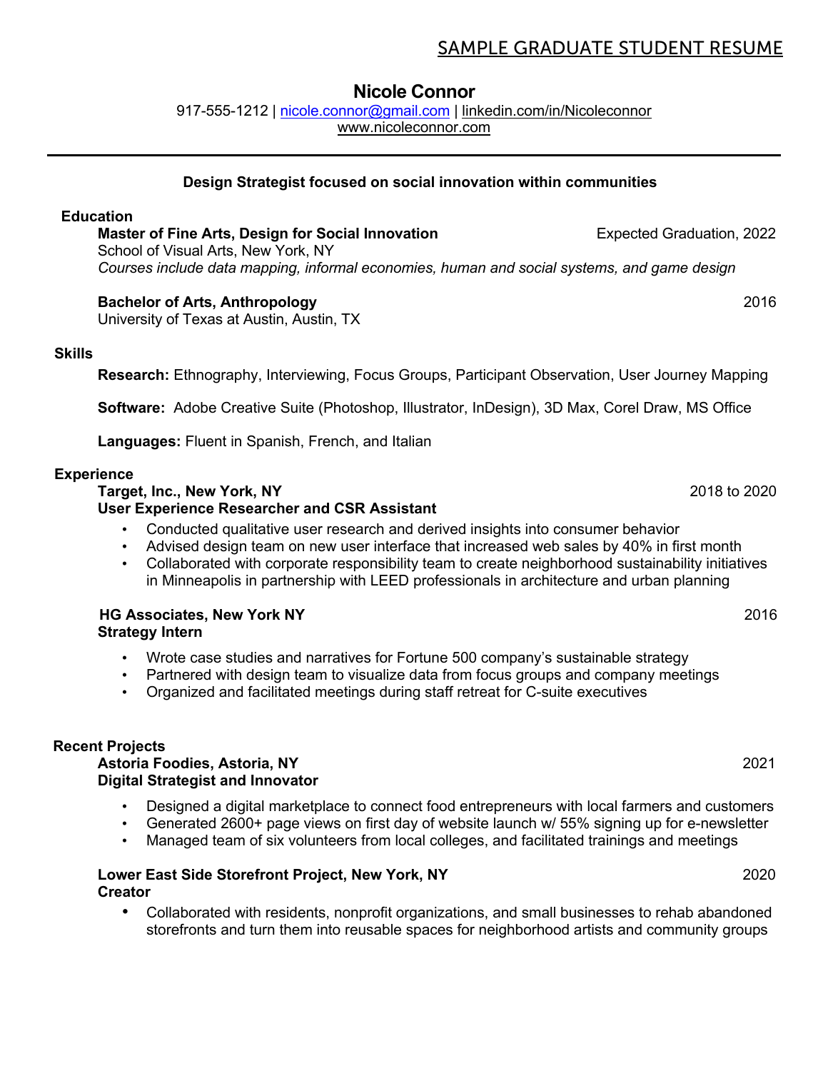# SAMPLE GRADUATE STUDENT RESUME

## Nicole Connor

917-555-1212 | nicole.connor@gmail.com | linkedin.com/in/Nicoleconnor
www.nicoleconnor.com

---

**Design Strategist focused on social innovation within communities**

### Education

**Master of Fine Arts, Design for Social Innovation** — Expected Graduation, 2022
School of Visual Arts, New York, NY
*Courses include data mapping, informal economies, human and social systems, and game design*

**Bachelor of Arts, Anthropology** — 2016
University of Texas at Austin, Austin, TX

### Skills

**Research:** Ethnography, Interviewing, Focus Groups, Participant Observation, User Journey Mapping

**Software:** Adobe Creative Suite (Photoshop, Illustrator, InDesign), 3D Max, Corel Draw, MS Office

**Languages:** Fluent in Spanish, French, and Italian

### Experience

**Target, Inc., New York, NY** — 2018 to 2020
**User Experience Researcher and CSR Assistant**

- Conducted qualitative user research and derived insights into consumer behavior
- Advised design team on new user interface that increased web sales by 40% in first month
- Collaborated with corporate responsibility team to create neighborhood sustainability initiatives in Minneapolis in partnership with LEED professionals in architecture and urban planning

**HG Associates, New York NY** — 2016
**Strategy Intern**

- Wrote case studies and narratives for Fortune 500 company's sustainable strategy
- Partnered with design team to visualize data from focus groups and company meetings
- Organized and facilitated meetings during staff retreat for C-suite executives

### Recent Projects

**Astoria Foodies, Astoria, NY** — 2021
**Digital Strategist and Innovator**

- Designed a digital marketplace to connect food entrepreneurs with local farmers and customers
- Generated 2600+ page views on first day of website launch w/ 55% signing up for e-newsletter
- Managed team of six volunteers from local colleges, and facilitated trainings and meetings

**Lower East Side Storefront Project, New York, NY** — 2020
**Creator**

- Collaborated with residents, nonprofit organizations, and small businesses to rehab abandoned storefronts and turn them into reusable spaces for neighborhood artists and community groups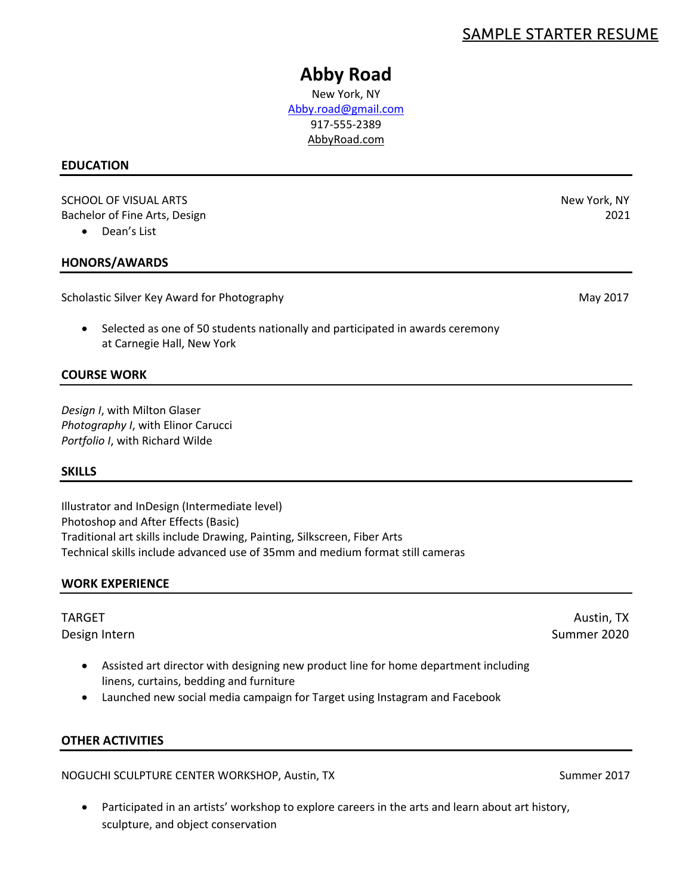SAMPLE STARTER RESUME

# Abby Road

New York, NY
Abby.road@gmail.com
917-555-2389
AbbyRoad.com

## EDUCATION

SCHOOL OF VISUAL ARTS — New York, NY
Bachelor of Fine Arts, Design — 2021

- Dean's List

## HONORS/AWARDS

Scholastic Silver Key Award for Photography — May 2017

- Selected as one of 50 students nationally and participated in awards ceremony at Carnegie Hall, New York

## COURSE WORK

*Design I*, with Milton Glaser
*Photography I*, with Elinor Carucci
*Portfolio I*, with Richard Wilde

## SKILLS

Illustrator and InDesign (Intermediate level)
Photoshop and After Effects (Basic)
Traditional art skills include Drawing, Painting, Silkscreen, Fiber Arts
Technical skills include advanced use of 35mm and medium format still cameras

## WORK EXPERIENCE

TARGET — Austin, TX
Design Intern — Summer 2020

- Assisted art director with designing new product line for home department including linens, curtains, bedding and furniture
- Launched new social media campaign for Target using Instagram and Facebook

## OTHER ACTIVITIES

NOGUCHI SCULPTURE CENTER WORKSHOP, Austin, TX — Summer 2017

- Participated in an artists' workshop to explore careers in the arts and learn about art history, sculpture, and object conservation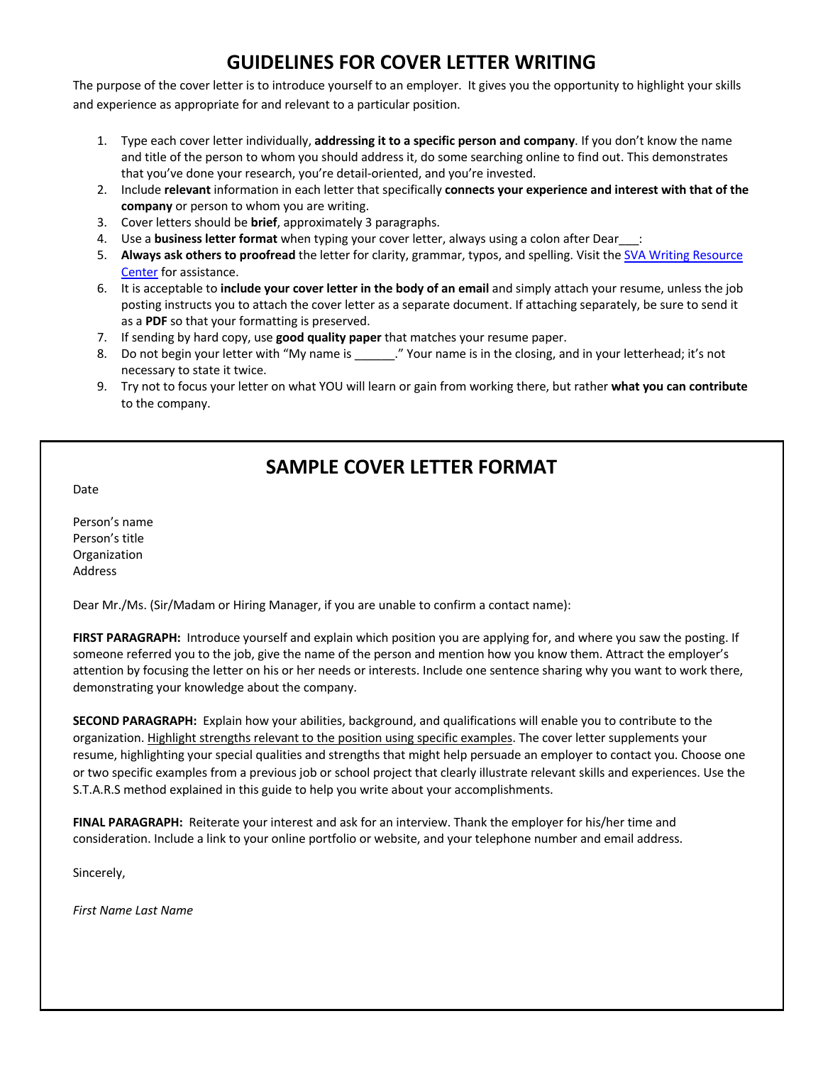# GUIDELINES FOR COVER LETTER WRITING

The purpose of the cover letter is to introduce yourself to an employer. It gives you the opportunity to highlight your skills and experience as appropriate for and relevant to a particular position.

1. Type each cover letter individually, **addressing it to a specific person and company**. If you don't know the name and title of the person to whom you should address it, do some searching online to find out. This demonstrates that you've done your research, you're detail-oriented, and you're invested.
2. Include **relevant** information in each letter that specifically **connects your experience and interest with that of the company** or person to whom you are writing.
3. Cover letters should be **brief**, approximately 3 paragraphs.
4. Use a **business letter format** when typing your cover letter, always using a colon after Dear___:
5. **Always ask others to proofread** the letter for clarity, grammar, typos, and spelling. Visit the SVA Writing Resource Center for assistance.
6. It is acceptable to **include your cover letter in the body of an email** and simply attach your resume, unless the job posting instructs you to attach the cover letter as a separate document. If attaching separately, be sure to send it as a **PDF** so that your formatting is preserved.
7. If sending by hard copy, use **good quality paper** that matches your resume paper.
8. Do not begin your letter with "My name is ______." Your name is in the closing, and in your letterhead; it's not necessary to state it twice.
9. Try not to focus your letter on what YOU will learn or gain from working there, but rather **what you can contribute** to the company.

## SAMPLE COVER LETTER FORMAT

Date

Person's name
Person's title
Organization
Address

Dear Mr./Ms. (Sir/Madam or Hiring Manager, if you are unable to confirm a contact name):

**FIRST PARAGRAPH:** Introduce yourself and explain which position you are applying for, and where you saw the posting. If someone referred you to the job, give the name of the person and mention how you know them. Attract the employer's attention by focusing the letter on his or her needs or interests. Include one sentence sharing why you want to work there, demonstrating your knowledge about the company.

**SECOND PARAGRAPH:** Explain how your abilities, background, and qualifications will enable you to contribute to the organization. Highlight strengths relevant to the position using specific examples. The cover letter supplements your resume, highlighting your special qualities and strengths that might help persuade an employer to contact you. Choose one or two specific examples from a previous job or school project that clearly illustrate relevant skills and experiences. Use the S.T.A.R.S method explained in this guide to help you write about your accomplishments.

**FINAL PARAGRAPH:** Reiterate your interest and ask for an interview. Thank the employer for his/her time and consideration. Include a link to your online portfolio or website, and your telephone number and email address.

Sincerely,

*First Name Last Name*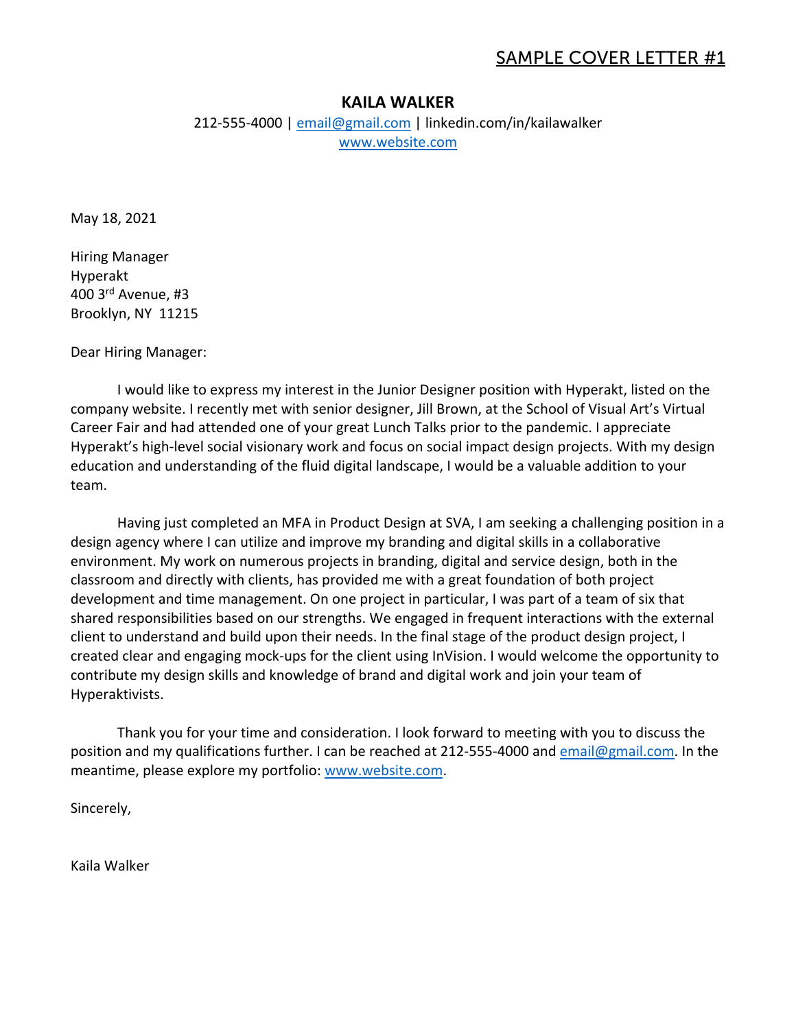<u>SAMPLE COVER LETTER #1</u>

**KAILA WALKER**

212-555-4000 | email@gmail.com | linkedin.com/in/kailawalker
www.website.com

May 18, 2021

Hiring Manager
Hyperakt
400 3rd Avenue, #3
Brooklyn, NY 11215

Dear Hiring Manager:

I would like to express my interest in the Junior Designer position with Hyperakt, listed on the company website. I recently met with senior designer, Jill Brown, at the School of Visual Art's Virtual Career Fair and had attended one of your great Lunch Talks prior to the pandemic. I appreciate Hyperakt's high-level social visionary work and focus on social impact design projects. With my design education and understanding of the fluid digital landscape, I would be a valuable addition to your team.

Having just completed an MFA in Product Design at SVA, I am seeking a challenging position in a design agency where I can utilize and improve my branding and digital skills in a collaborative environment. My work on numerous projects in branding, digital and service design, both in the classroom and directly with clients, has provided me with a great foundation of both project development and time management. On one project in particular, I was part of a team of six that shared responsibilities based on our strengths. We engaged in frequent interactions with the external client to understand and build upon their needs. In the final stage of the product design project, I created clear and engaging mock-ups for the client using InVision. I would welcome the opportunity to contribute my design skills and knowledge of brand and digital work and join your team of Hyperaktivists.

Thank you for your time and consideration. I look forward to meeting with you to discuss the position and my qualifications further. I can be reached at 212-555-4000 and email@gmail.com. In the meantime, please explore my portfolio: www.website.com.

Sincerely,

Kaila Walker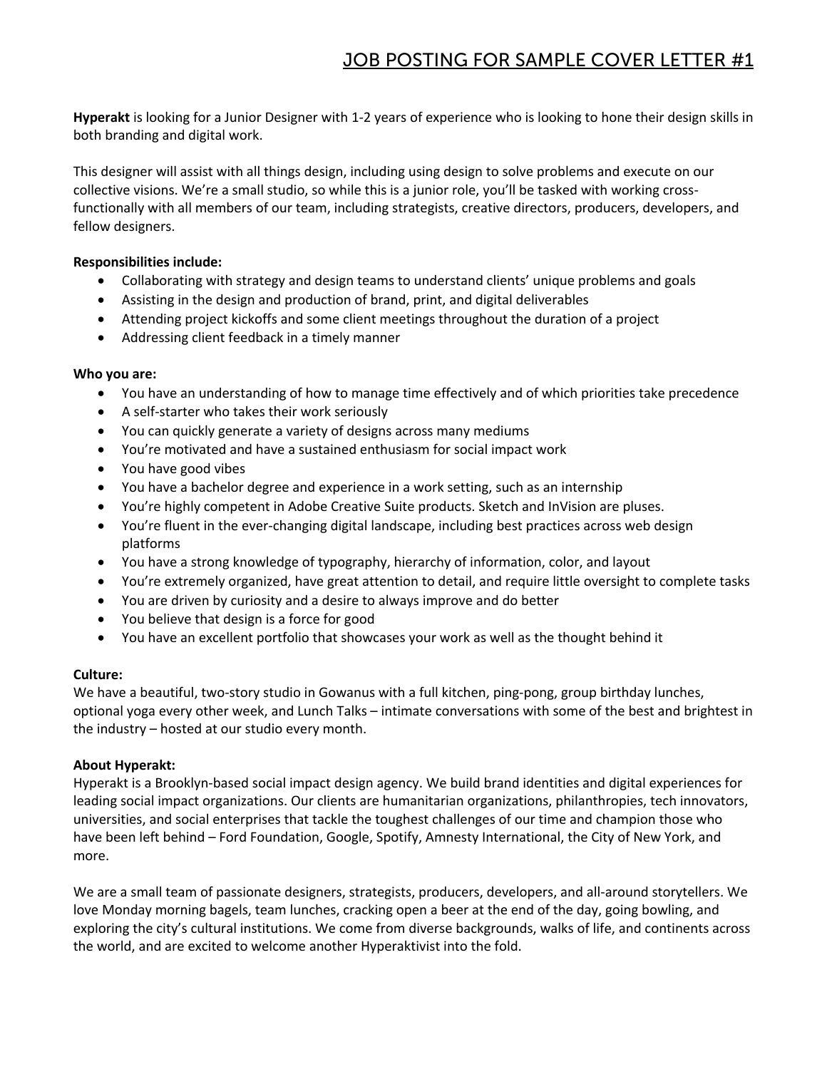# JOB POSTING FOR SAMPLE COVER LETTER #1

**Hyperakt** is looking for a Junior Designer with 1-2 years of experience who is looking to hone their design skills in both branding and digital work.

This designer will assist with all things design, including using design to solve problems and execute on our collective visions. We're a small studio, so while this is a junior role, you'll be tasked with working cross-functionally with all members of our team, including strategists, creative directors, producers, developers, and fellow designers.

**Responsibilities include:**

- Collaborating with strategy and design teams to understand clients' unique problems and goals
- Assisting in the design and production of brand, print, and digital deliverables
- Attending project kickoffs and some client meetings throughout the duration of a project
- Addressing client feedback in a timely manner

**Who you are:**

- You have an understanding of how to manage time effectively and of which priorities take precedence
- A self-starter who takes their work seriously
- You can quickly generate a variety of designs across many mediums
- You're motivated and have a sustained enthusiasm for social impact work
- You have good vibes
- You have a bachelor degree and experience in a work setting, such as an internship
- You're highly competent in Adobe Creative Suite products. Sketch and InVision are pluses.
- You're fluent in the ever-changing digital landscape, including best practices across web design platforms
- You have a strong knowledge of typography, hierarchy of information, color, and layout
- You're extremely organized, have great attention to detail, and require little oversight to complete tasks
- You are driven by curiosity and a desire to always improve and do better
- You believe that design is a force for good
- You have an excellent portfolio that showcases your work as well as the thought behind it

**Culture:**

We have a beautiful, two-story studio in Gowanus with a full kitchen, ping-pong, group birthday lunches, optional yoga every other week, and Lunch Talks – intimate conversations with some of the best and brightest in the industry – hosted at our studio every month.

**About Hyperakt:**

Hyperakt is a Brooklyn-based social impact design agency. We build brand identities and digital experiences for leading social impact organizations. Our clients are humanitarian organizations, philanthropies, tech innovators, universities, and social enterprises that tackle the toughest challenges of our time and champion those who have been left behind – Ford Foundation, Google, Spotify, Amnesty International, the City of New York, and more.

We are a small team of passionate designers, strategists, producers, developers, and all-around storytellers. We love Monday morning bagels, team lunches, cracking open a beer at the end of the day, going bowling, and exploring the city's cultural institutions. We come from diverse backgrounds, walks of life, and continents across the world, and are excited to welcome another Hyperaktivist into the fold.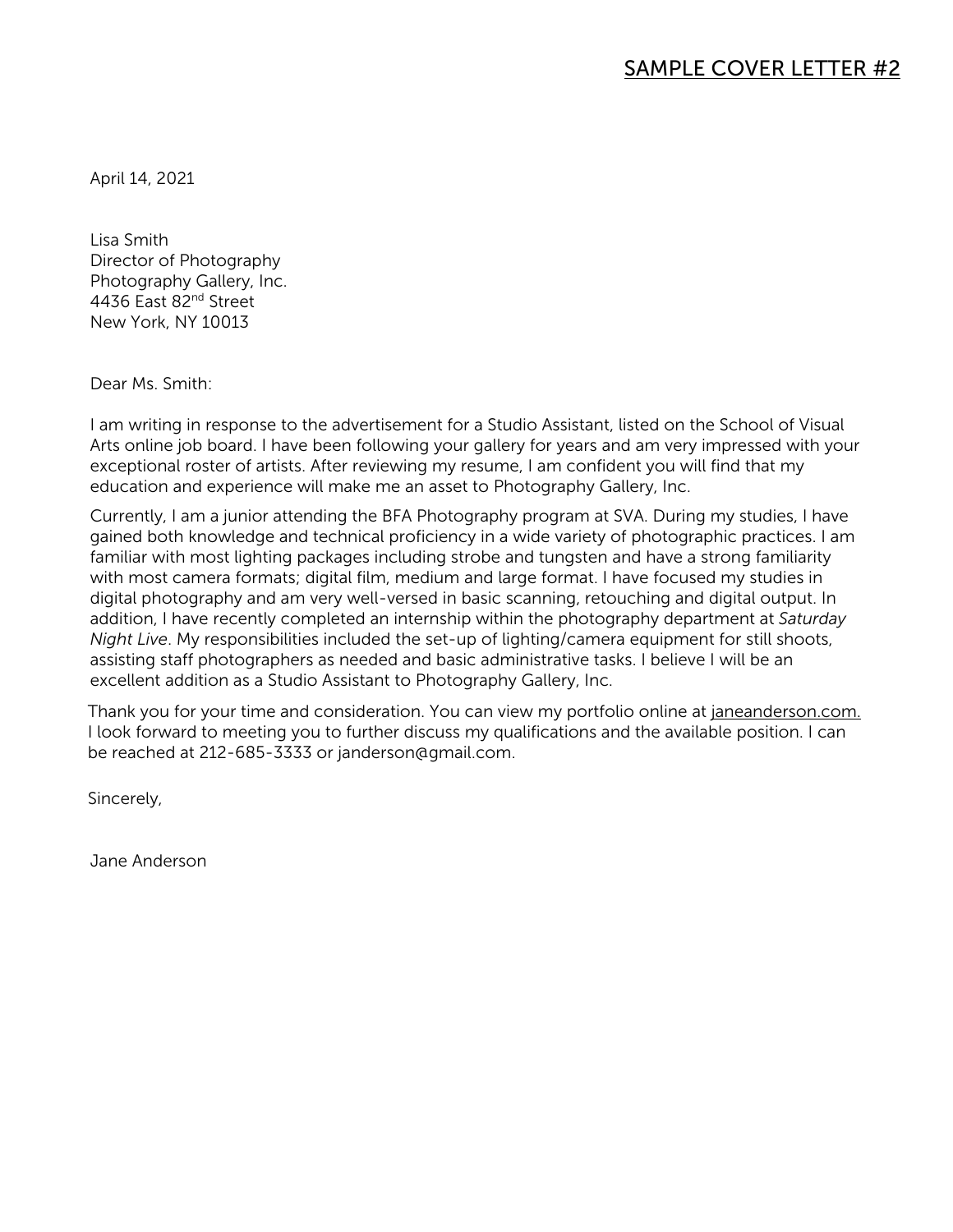## SAMPLE COVER LETTER #2

April 14, 2021

Lisa Smith
Director of Photography
Photography Gallery, Inc.
4436 East 82nd Street
New York, NY 10013

Dear Ms. Smith:

I am writing in response to the advertisement for a Studio Assistant, listed on the School of Visual Arts online job board. I have been following your gallery for years and am very impressed with your exceptional roster of artists. After reviewing my resume, I am confident you will find that my education and experience will make me an asset to Photography Gallery, Inc.

Currently, I am a junior attending the BFA Photography program at SVA. During my studies, I have gained both knowledge and technical proficiency in a wide variety of photographic practices. I am familiar with most lighting packages including strobe and tungsten and have a strong familiarity with most camera formats; digital film, medium and large format. I have focused my studies in digital photography and am very well-versed in basic scanning, retouching and digital output. In addition, I have recently completed an internship within the photography department at *Saturday Night Live*. My responsibilities included the set-up of lighting/camera equipment for still shoots, assisting staff photographers as needed and basic administrative tasks. I believe I will be an excellent addition as a Studio Assistant to Photography Gallery, Inc.

Thank you for your time and consideration. You can view my portfolio online at janeanderson.com. I look forward to meeting you to further discuss my qualifications and the available position. I can be reached at 212-685-3333 or janderson@gmail.com.

Sincerely,

Jane Anderson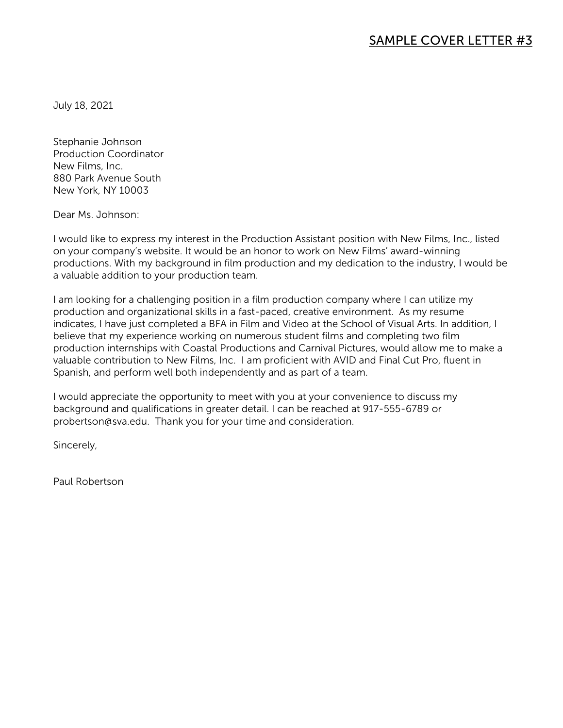# SAMPLE COVER LETTER #3

July 18, 2021

Stephanie Johnson
Production Coordinator
New Films, Inc.
880 Park Avenue South
New York, NY 10003

Dear Ms. Johnson:

I would like to express my interest in the Production Assistant position with New Films, Inc., listed on your company's website. It would be an honor to work on New Films' award-winning productions. With my background in film production and my dedication to the industry, I would be a valuable addition to your production team.

I am looking for a challenging position in a film production company where I can utilize my production and organizational skills in a fast-paced, creative environment. As my resume indicates, I have just completed a BFA in Film and Video at the School of Visual Arts. In addition, I believe that my experience working on numerous student films and completing two film production internships with Coastal Productions and Carnival Pictures, would allow me to make a valuable contribution to New Films, Inc. I am proficient with AVID and Final Cut Pro, fluent in Spanish, and perform well both independently and as part of a team.

I would appreciate the opportunity to meet with you at your convenience to discuss my background and qualifications in greater detail. I can be reached at 917-555-6789 or probertson@sva.edu. Thank you for your time and consideration.

Sincerely,

Paul Robertson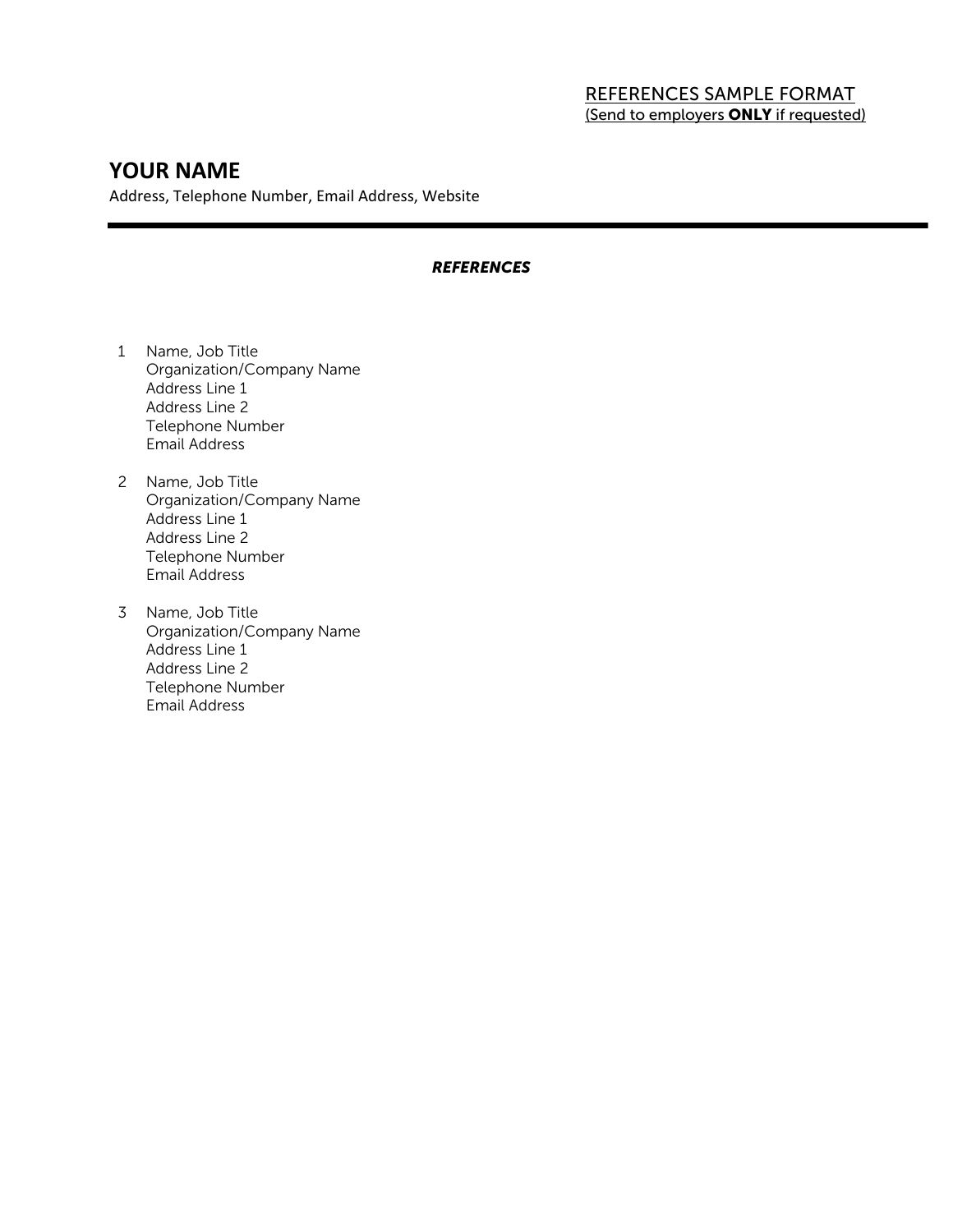REFERENCES SAMPLE FORMAT
(Send to employers **ONLY** if requested)

# YOUR NAME

Address, Telephone Number, Email Address, Website

---

***REFERENCES***

1. Name, Job Title
   Organization/Company Name
   Address Line 1
   Address Line 2
   Telephone Number
   Email Address

2. Name, Job Title
   Organization/Company Name
   Address Line 1
   Address Line 2
   Telephone Number
   Email Address

3. Name, Job Title
   Organization/Company Name
   Address Line 1
   Address Line 2
   Telephone Number
   Email Address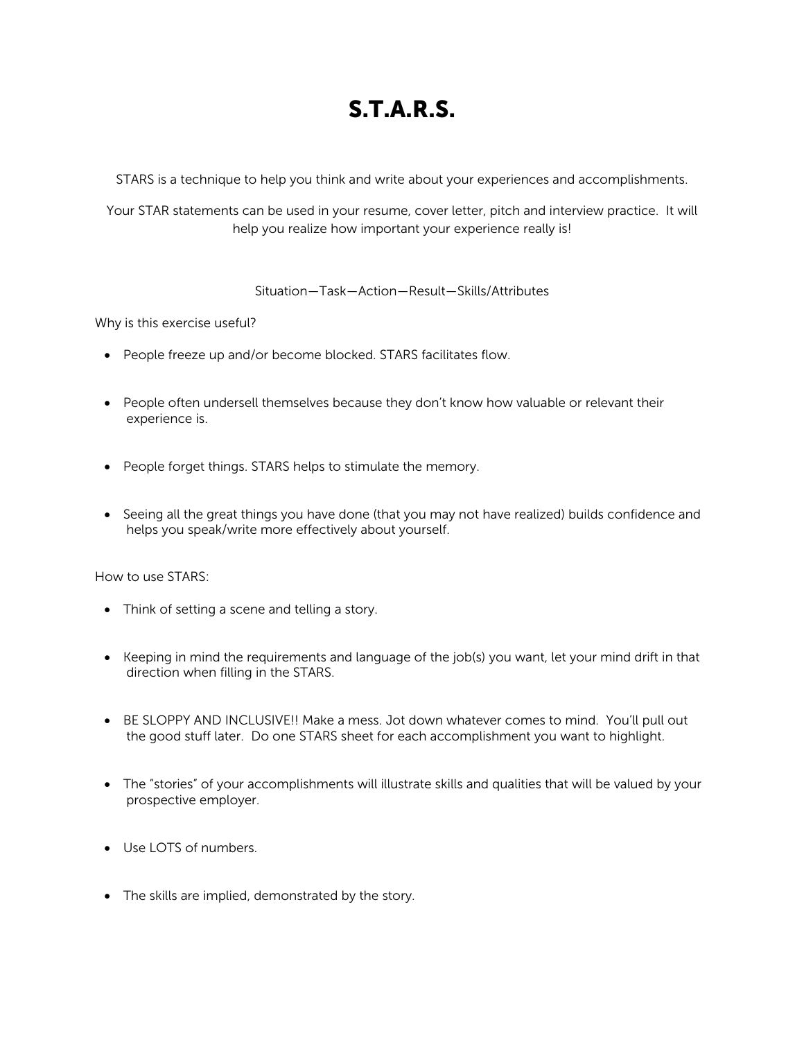# S.T.A.R.S.

STARS is a technique to help you think and write about your experiences and accomplishments.

Your STAR statements can be used in your resume, cover letter, pitch and interview practice. It will help you realize how important your experience really is!

Situation—Task—Action—Result—Skills/Attributes

Why is this exercise useful?

- People freeze up and/or become blocked. STARS facilitates flow.
- People often undersell themselves because they don't know how valuable or relevant their experience is.
- People forget things. STARS helps to stimulate the memory.
- Seeing all the great things you have done (that you may not have realized) builds confidence and helps you speak/write more effectively about yourself.

How to use STARS:

- Think of setting a scene and telling a story.
- Keeping in mind the requirements and language of the job(s) you want, let your mind drift in that direction when filling in the STARS.
- BE SLOPPY AND INCLUSIVE!! Make a mess. Jot down whatever comes to mind. You'll pull out the good stuff later. Do one STARS sheet for each accomplishment you want to highlight.
- The "stories" of your accomplishments will illustrate skills and qualities that will be valued by your prospective employer.
- Use LOTS of numbers.
- The skills are implied, demonstrated by the story.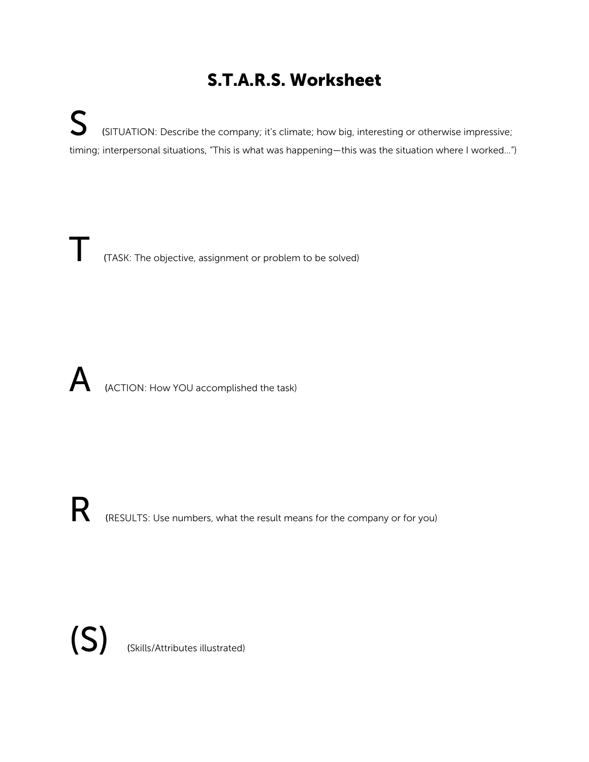# S.T.A.R.S. Worksheet

**S** (SITUATION: Describe the company; it's climate; how big, interesting or otherwise impressive; timing; interpersonal situations, "This is what was happening—this was the situation where I worked...")

**T** (TASK: The objective, assignment or problem to be solved)

**A** (ACTION: How YOU accomplished the task)

**R** (RESULTS: Use numbers, what the result means for the company or for you)

**(S)** (Skills/Attributes illustrated)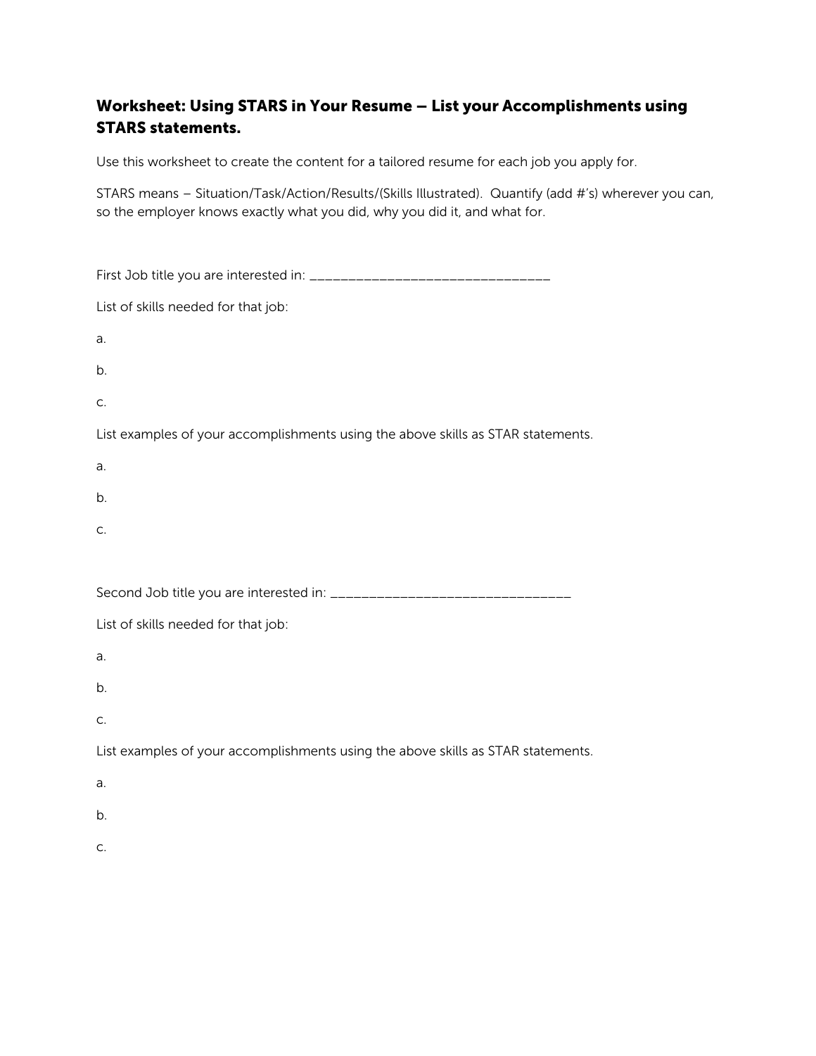## Worksheet: Using STARS in Your Resume – List your Accomplishments using STARS statements.

Use this worksheet to create the content for a tailored resume for each job you apply for.

STARS means – Situation/Task/Action/Results/(Skills Illustrated). Quantify (add #'s) wherever you can, so the employer knows exactly what you did, why you did it, and what for.

First Job title you are interested in: ________________________________

List of skills needed for that job:

a.

b.

c.

List examples of your accomplishments using the above skills as STAR statements.

a.

b.

c.

Second Job title you are interested in: ________________________________

List of skills needed for that job:

a.

b.

c.

List examples of your accomplishments using the above skills as STAR statements.

a.

b.

c.